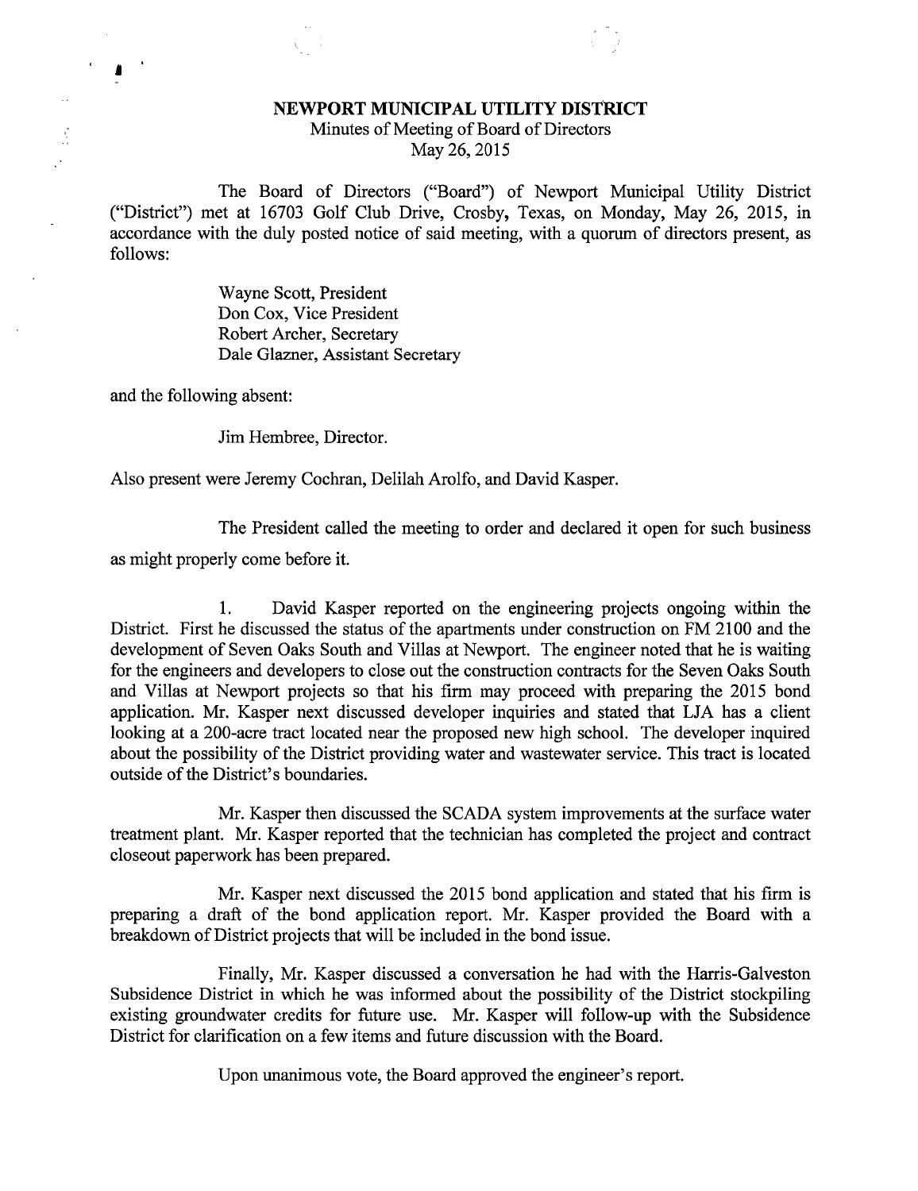# NEWPORT MUNICIPAL UTILITY DISTRICT

Minutes of Meeting of Board of Directors
May 26, 2015

The Board of Directors ("Board") of Newport Municipal Utility District ("District") met at 16703 Golf Club Drive, Crosby, Texas, on Monday, May 26, 2015, in accordance with the duly posted notice of said meeting, with a quorum of directors present, as follows:

Wayne Scott, President
Don Cox, Vice President
Robert Archer, Secretary
Dale Glazner, Assistant Secretary

and the following absent:

Jim Hembree, Director.

Also present were Jeremy Cochran, Delilah Arolfo, and David Kasper.

The President called the meeting to order and declared it open for such business as might properly come before it.

1. David Kasper reported on the engineering projects ongoing within the District. First he discussed the status of the apartments under construction on FM 2100 and the development of Seven Oaks South and Villas at Newport. The engineer noted that he is waiting for the engineers and developers to close out the construction contracts for the Seven Oaks South and Villas at Newport projects so that his firm may proceed with preparing the 2015 bond application. Mr. Kasper next discussed developer inquiries and stated that LJA has a client looking at a 200-acre tract located near the proposed new high school. The developer inquired about the possibility of the District providing water and wastewater service. This tract is located outside of the District's boundaries.

Mr. Kasper then discussed the SCADA system improvements at the surface water treatment plant. Mr. Kasper reported that the technician has completed the project and contract closeout paperwork has been prepared.

Mr. Kasper next discussed the 2015 bond application and stated that his firm is preparing a draft of the bond application report. Mr. Kasper provided the Board with a breakdown of District projects that will be included in the bond issue.

Finally, Mr. Kasper discussed a conversation he had with the Harris-Galveston Subsidence District in which he was informed about the possibility of the District stockpiling existing groundwater credits for future use. Mr. Kasper will follow-up with the Subsidence District for clarification on a few items and future discussion with the Board.

Upon unanimous vote, the Board approved the engineer's report.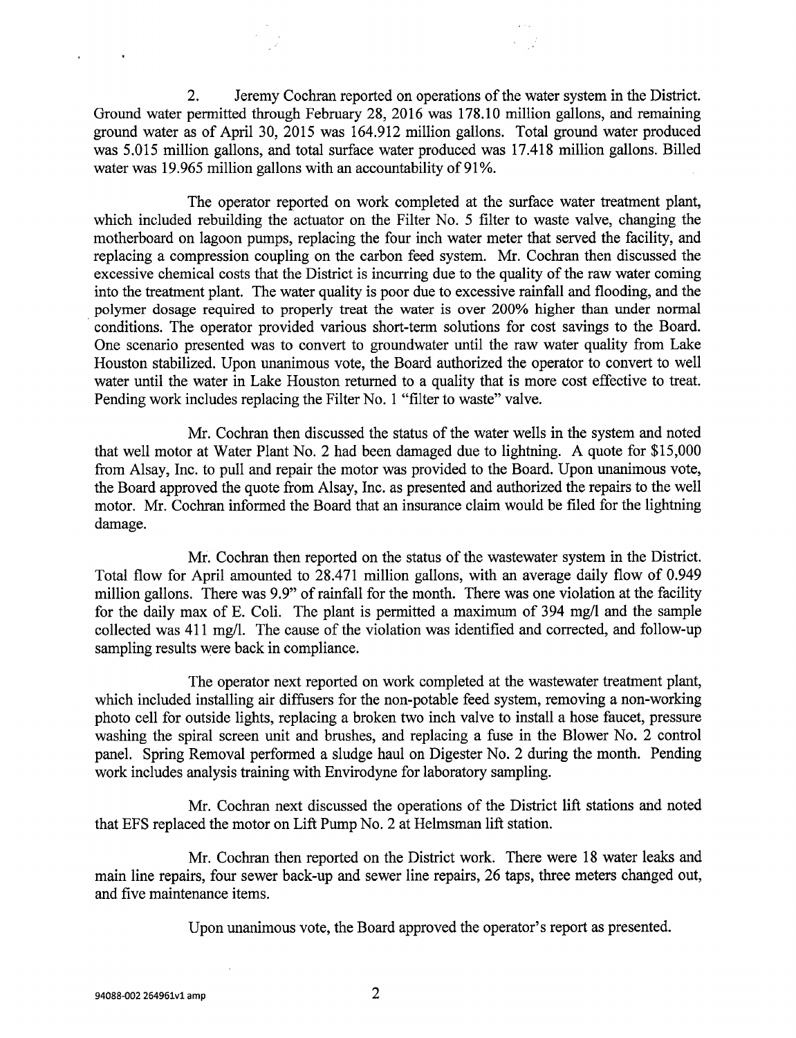2. Jeremy Cochran reported on operations of the water system in the District. Ground water permitted through February 28, 2016 was 178.10 million gallons, and remaining ground water as of April 30, 2015 was 164.912 million gallons. Total ground water produced was 5.015 million gallons, and total surface water produced was 17.418 million gallons. Billed water was 19.965 million gallons with an accountability of 91%.

The operator reported on work completed at the surface water treatment plant, which included rebuilding the actuator on the Filter No. 5 filter to waste valve, changing the motherboard on lagoon pumps, replacing the four inch water meter that served the facility, and replacing a compression coupling on the carbon feed system. Mr. Cochran then discussed the excessive chemical costs that the District is incurring due to the quality of the raw water coming into the treatment plant. The water quality is poor due to excessive rainfall and flooding, and the polymer dosage required to properly treat the water is over 200% higher than under normal conditions. The operator provided various short-term solutions for cost savings to the Board. One scenario presented was to convert to groundwater until the raw water quality from Lake Houston stabilized. Upon unanimous vote, the Board authorized the operator to convert to well water until the water in Lake Houston returned to a quality that is more cost effective to treat. Pending work includes replacing the Filter No. 1 "filter to waste" valve.

Mr. Cochran then discussed the status of the water wells in the system and noted that well motor at Water Plant No. 2 had been damaged due to lightning. A quote for $15,000 from Alsay, Inc. to pull and repair the motor was provided to the Board. Upon unanimous vote, the Board approved the quote from Alsay, Inc. as presented and authorized the repairs to the well motor. Mr. Cochran informed the Board that an insurance claim would be filed for the lightning damage.

Mr. Cochran then reported on the status of the wastewater system in the District. Total flow for April amounted to 28.471 million gallons, with an average daily flow of 0.949 million gallons. There was 9.9" of rainfall for the month. There was one violation at the facility for the daily max of E. Coli. The plant is permitted a maximum of 394 mg/l and the sample collected was 411 mg/l. The cause of the violation was identified and corrected, and follow-up sampling results were back in compliance.

The operator next reported on work completed at the wastewater treatment plant, which included installing air diffusers for the non-potable feed system, removing a non-working photo cell for outside lights, replacing a broken two inch valve to install a hose faucet, pressure washing the spiral screen unit and brushes, and replacing a fuse in the Blower No. 2 control panel. Spring Removal performed a sludge haul on Digester No. 2 during the month. Pending work includes analysis training with Envirodyne for laboratory sampling.

Mr. Cochran next discussed the operations of the District lift stations and noted that EFS replaced the motor on Lift Pump No. 2 at Helmsman lift station.

Mr. Cochran then reported on the District work. There were 18 water leaks and main line repairs, four sewer back-up and sewer line repairs, 26 taps, three meters changed out, and five maintenance items.

Upon unanimous vote, the Board approved the operator's report as presented.

94088-002 264961v1 amp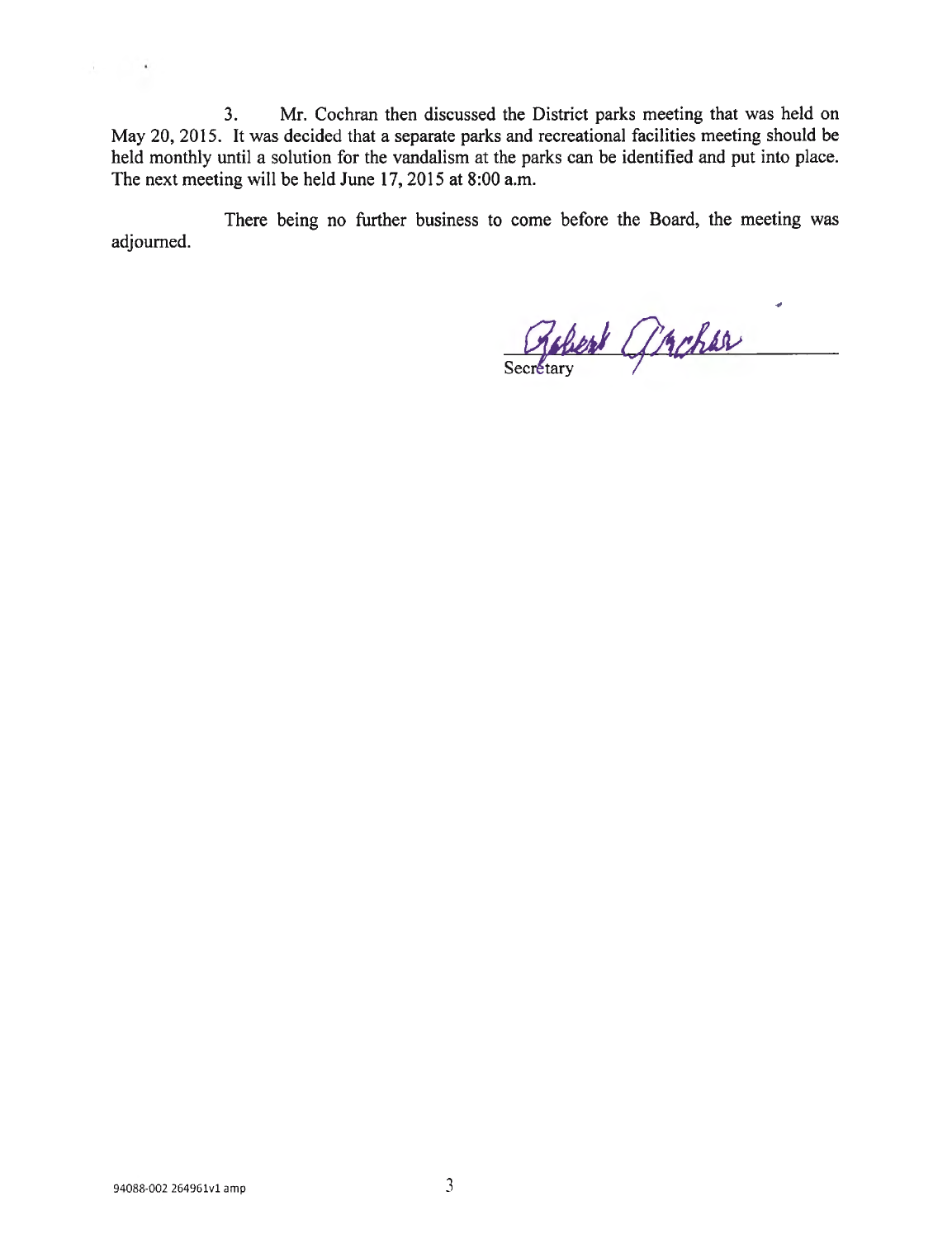3. Mr. Cochran then discussed the District parks meeting that was held on May 20, 2015. It was decided that a separate parks and recreational facilities meeting should be held monthly until a solution for the vandalism at the parks can be identified and put into place. The next meeting will be held June 17, 2015 at 8:00 a.m.

There being no further business to come before the Board, the meeting was adjourned.

Robert Archer
Secretary

94088-002 264961v1 amp